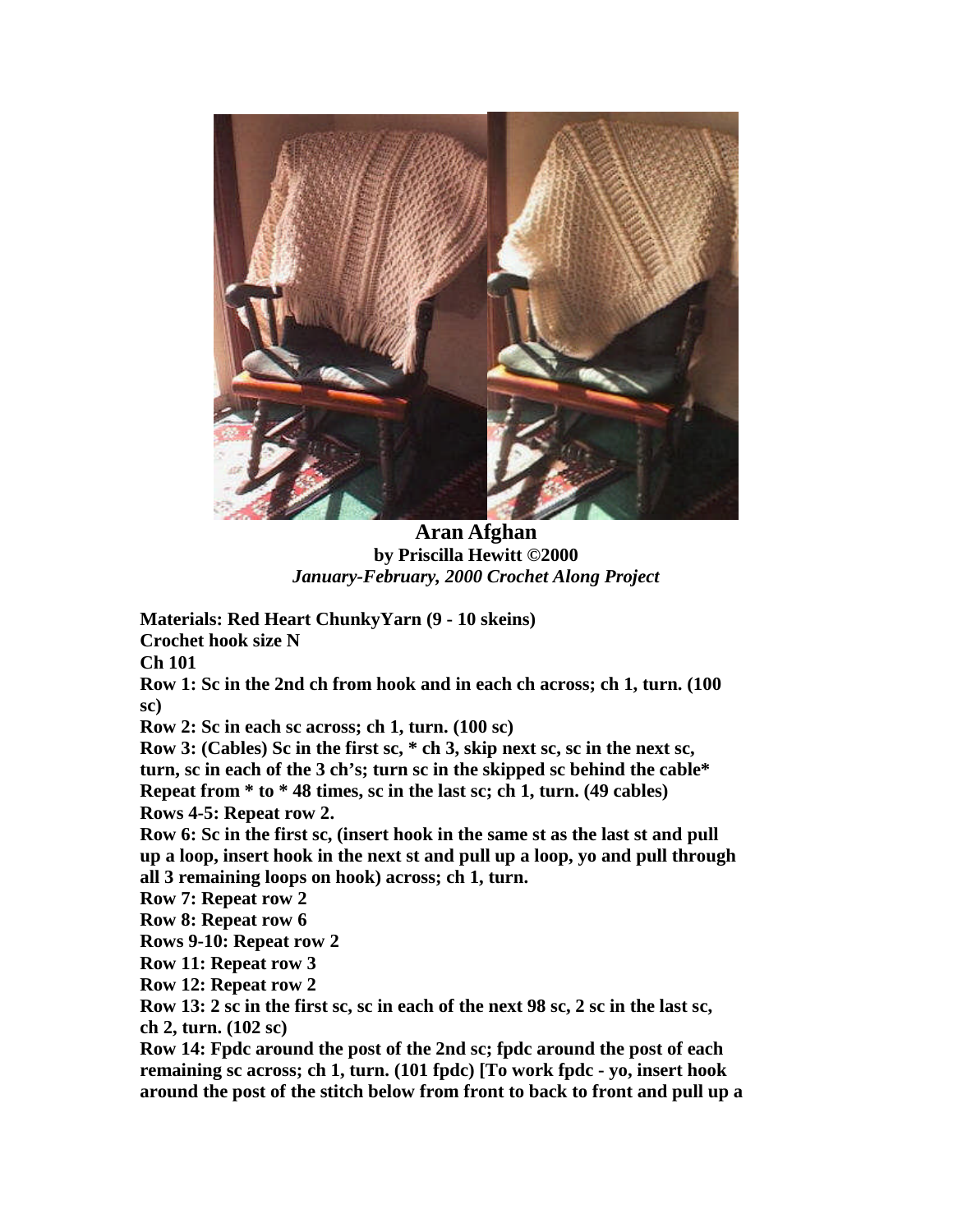# Aran Afghan

**by Priscilla Hewitt ©2000**

***January-February, 2000 Crochet Along Project***

**Materials: Red Heart ChunkyYarn (9 - 10 skeins)**

**Crochet hook size N**

**Ch 101**

**Row 1: Sc in the 2nd ch from hook and in each ch across; ch 1, turn. (100 sc)**

**Row 2: Sc in each sc across; ch 1, turn. (100 sc)**

**Row 3: (Cables) Sc in the first sc, * ch 3, skip next sc, sc in the next sc, turn, sc in each of the 3 ch's; turn sc in the skipped sc behind the cable* Repeat from * to * 48 times, sc in the last sc; ch 1, turn. (49 cables)**

**Rows 4-5: Repeat row 2.**

**Row 6: Sc in the first sc, (insert hook in the same st as the last st and pull up a loop, insert hook in the next st and pull up a loop, yo and pull through all 3 remaining loops on hook) across; ch 1, turn.**

**Row 7: Repeat row 2**

**Row 8: Repeat row 6**

**Rows 9-10: Repeat row 2**

**Row 11: Repeat row 3**

**Row 12: Repeat row 2**

**Row 13: 2 sc in the first sc, sc in each of the next 98 sc, 2 sc in the last sc, ch 2, turn. (102 sc)**

**Row 14: Fpdc around the post of the 2nd sc; fpdc around the post of each remaining sc across; ch 1, turn. (101 fpdc) [To work fpdc - yo, insert hook around the post of the stitch below from front to back to front and pull up a**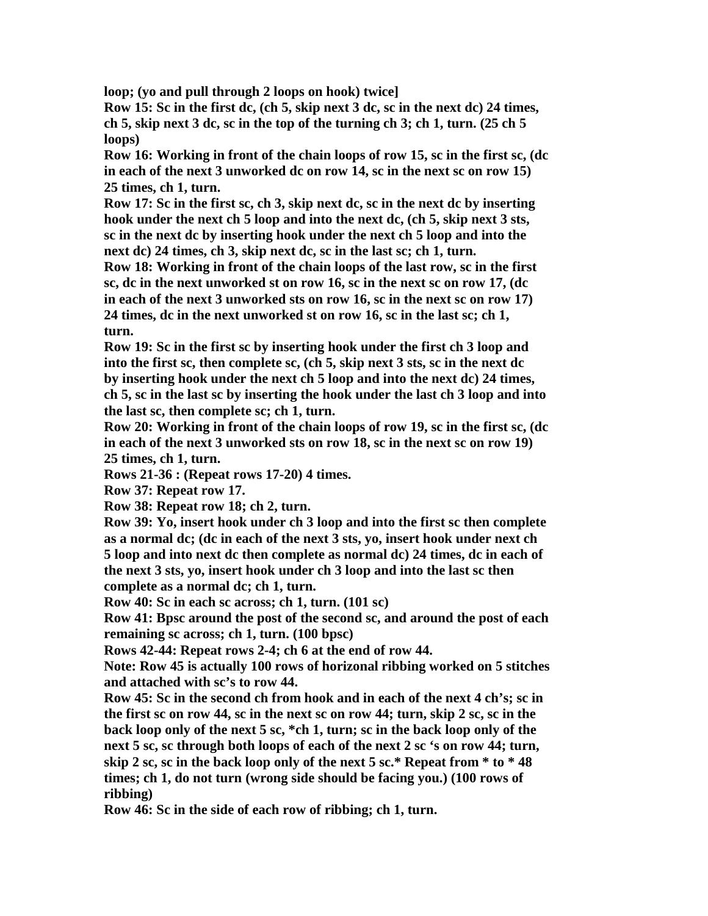**loop; (yo and pull through 2 loops on hook) twice]**

**Row 15: Sc in the first dc, (ch 5, skip next 3 dc, sc in the next dc) 24 times, ch 5, skip next 3 dc, sc in the top of the turning ch 3; ch 1, turn. (25 ch 5 loops)**

**Row 16: Working in front of the chain loops of row 15, sc in the first sc, (dc in each of the next 3 unworked dc on row 14, sc in the next sc on row 15) 25 times, ch 1, turn.**

**Row 17: Sc in the first sc, ch 3, skip next dc, sc in the next dc by inserting hook under the next ch 5 loop and into the next dc, (ch 5, skip next 3 sts, sc in the next dc by inserting hook under the next ch 5 loop and into the next dc) 24 times, ch 3, skip next dc, sc in the last sc; ch 1, turn.**

**Row 18: Working in front of the chain loops of the last row, sc in the first sc, dc in the next unworked st on row 16, sc in the next sc on row 17, (dc in each of the next 3 unworked sts on row 16, sc in the next sc on row 17) 24 times, dc in the next unworked st on row 16, sc in the last sc; ch 1, turn.**

**Row 19: Sc in the first sc by inserting hook under the first ch 3 loop and into the first sc, then complete sc, (ch 5, skip next 3 sts, sc in the next dc by inserting hook under the next ch 5 loop and into the next dc) 24 times, ch 5, sc in the last sc by inserting the hook under the last ch 3 loop and into the last sc, then complete sc; ch 1, turn.**

**Row 20: Working in front of the chain loops of row 19, sc in the first sc, (dc in each of the next 3 unworked sts on row 18, sc in the next sc on row 19) 25 times, ch 1, turn.**

**Rows 21-36 : (Repeat rows 17-20) 4 times.**

**Row 37: Repeat row 17.**

**Row 38: Repeat row 18; ch 2, turn.**

**Row 39: Yo, insert hook under ch 3 loop and into the first sc then complete as a normal dc; (dc in each of the next 3 sts, yo, insert hook under next ch 5 loop and into next dc then complete as normal dc) 24 times, dc in each of the next 3 sts, yo, insert hook under ch 3 loop and into the last sc then complete as a normal dc; ch 1, turn.**

**Row 40: Sc in each sc across; ch 1, turn. (101 sc)**

**Row 41: Bpsc around the post of the second sc, and around the post of each remaining sc across; ch 1, turn. (100 bpsc)**

**Rows 42-44: Repeat rows 2-4; ch 6 at the end of row 44.**

**Note: Row 45 is actually 100 rows of horizonal ribbing worked on 5 stitches and attached with sc's to row 44.**

**Row 45: Sc in the second ch from hook and in each of the next 4 ch's; sc in the first sc on row 44, sc in the next sc on row 44; turn, skip 2 sc, sc in the back loop only of the next 5 sc, *ch 1, turn; sc in the back loop only of the next 5 sc, sc through both loops of each of the next 2 sc 's on row 44; turn, skip 2 sc, sc in the back loop only of the next 5 sc.* Repeat from * to * 48 times; ch 1, do not turn (wrong side should be facing you.) (100 rows of ribbing)**

**Row 46: Sc in the side of each row of ribbing; ch 1, turn.**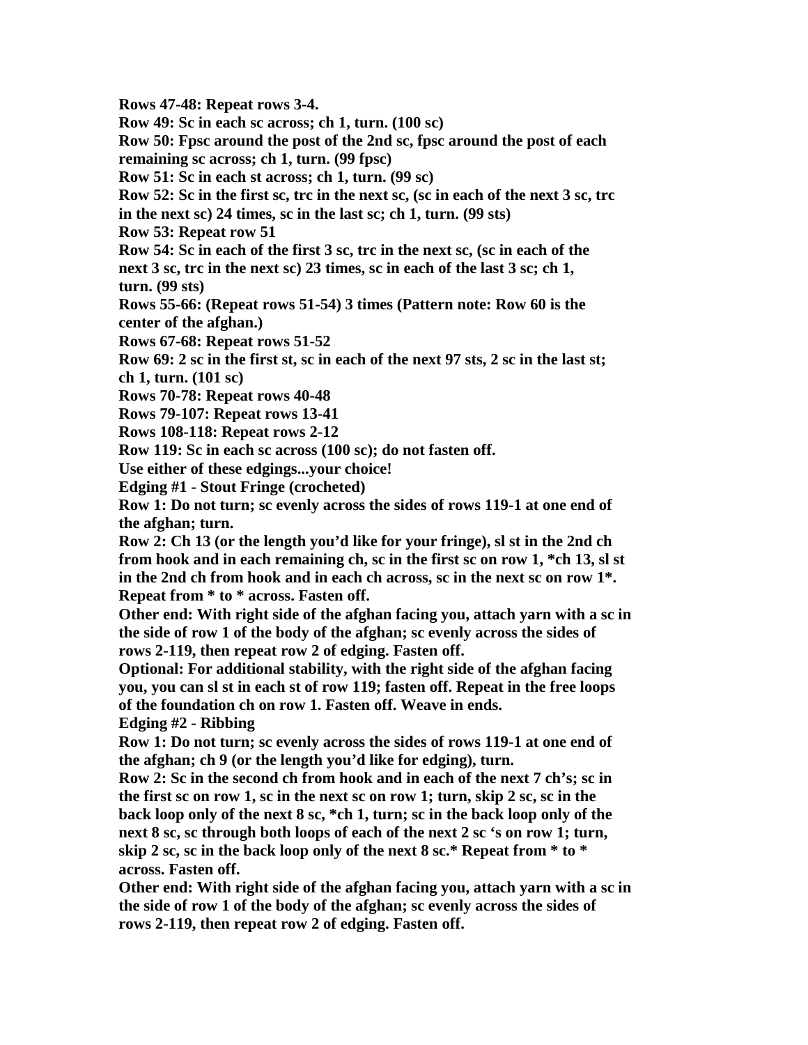**Rows 47-48: Repeat rows 3-4.**

**Row 49: Sc in each sc across; ch 1, turn. (100 sc)**

**Row 50: Fpsc around the post of the 2nd sc, fpsc around the post of each remaining sc across; ch 1, turn. (99 fpsc)**

**Row 51: Sc in each st across; ch 1, turn. (99 sc)**

**Row 52: Sc in the first sc, trc in the next sc, (sc in each of the next 3 sc, trc in the next sc) 24 times, sc in the last sc; ch 1, turn. (99 sts)**

**Row 53: Repeat row 51**

**Row 54: Sc in each of the first 3 sc, trc in the next sc, (sc in each of the next 3 sc, trc in the next sc) 23 times, sc in each of the last 3 sc; ch 1, turn. (99 sts)**

**Rows 55-66: (Repeat rows 51-54) 3 times (Pattern note: Row 60 is the center of the afghan.)**

**Rows 67-68: Repeat rows 51-52**

**Row 69: 2 sc in the first st, sc in each of the next 97 sts, 2 sc in the last st; ch 1, turn. (101 sc)**

**Rows 70-78: Repeat rows 40-48**

**Rows 79-107: Repeat rows 13-41**

**Rows 108-118: Repeat rows 2-12**

**Row 119: Sc in each sc across (100 sc); do not fasten off.**

**Use either of these edgings...your choice!**

**Edging #1 - Stout Fringe (crocheted)**

**Row 1: Do not turn; sc evenly across the sides of rows 119-1 at one end of the afghan; turn.**

**Row 2: Ch 13 (or the length you'd like for your fringe), sl st in the 2nd ch from hook and in each remaining ch, sc in the first sc on row 1, *ch 13, sl st in the 2nd ch from hook and in each ch across, sc in the next sc on row 1*. Repeat from * to * across. Fasten off.**

**Other end: With right side of the afghan facing you, attach yarn with a sc in the side of row 1 of the body of the afghan; sc evenly across the sides of rows 2-119, then repeat row 2 of edging. Fasten off.**

**Optional: For additional stability, with the right side of the afghan facing you, you can sl st in each st of row 119; fasten off. Repeat in the free loops of the foundation ch on row 1. Fasten off. Weave in ends.**

**Edging #2 - Ribbing**

**Row 1: Do not turn; sc evenly across the sides of rows 119-1 at one end of the afghan; ch 9 (or the length you'd like for edging), turn.**

**Row 2: Sc in the second ch from hook and in each of the next 7 ch's; sc in the first sc on row 1, sc in the next sc on row 1; turn, skip 2 sc, sc in the back loop only of the next 8 sc, *ch 1, turn; sc in the back loop only of the next 8 sc, sc through both loops of each of the next 2 sc 's on row 1; turn, skip 2 sc, sc in the back loop only of the next 8 sc.* Repeat from * to * across. Fasten off.**

**Other end: With right side of the afghan facing you, attach yarn with a sc in the side of row 1 of the body of the afghan; sc evenly across the sides of rows 2-119, then repeat row 2 of edging. Fasten off.**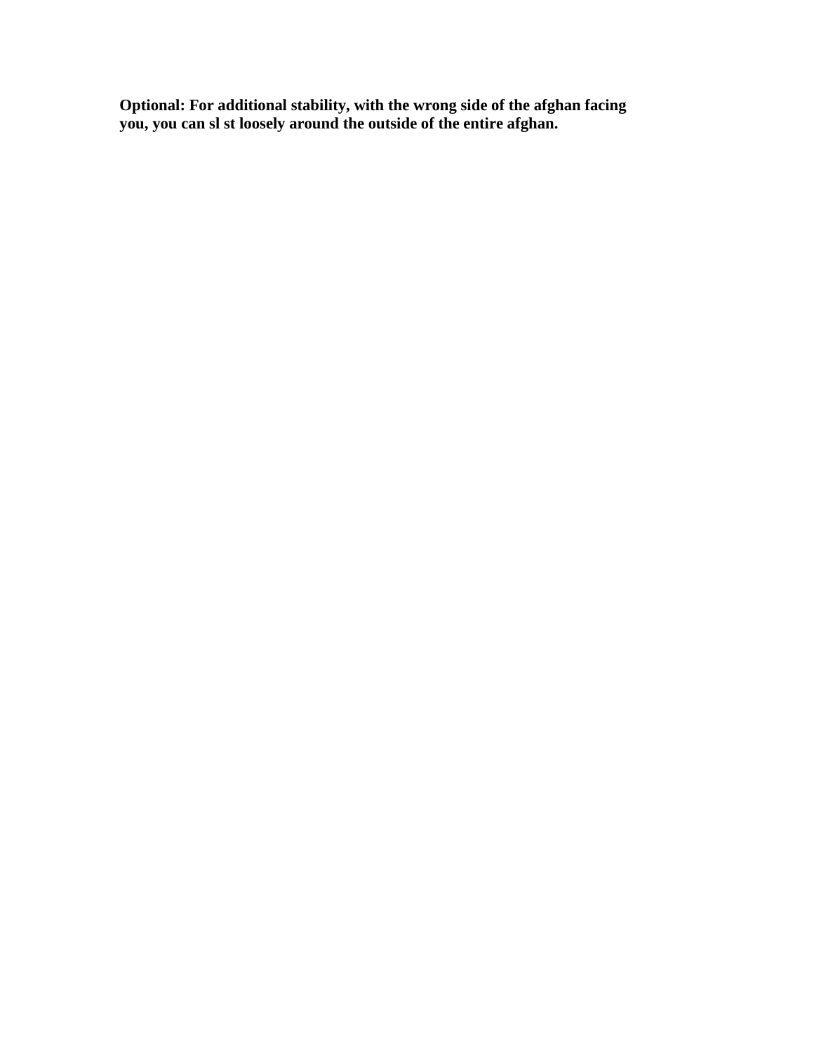**Optional: For additional stability, with the wrong side of the afghan facing you, you can sl st loosely around the outside of the entire afghan.**